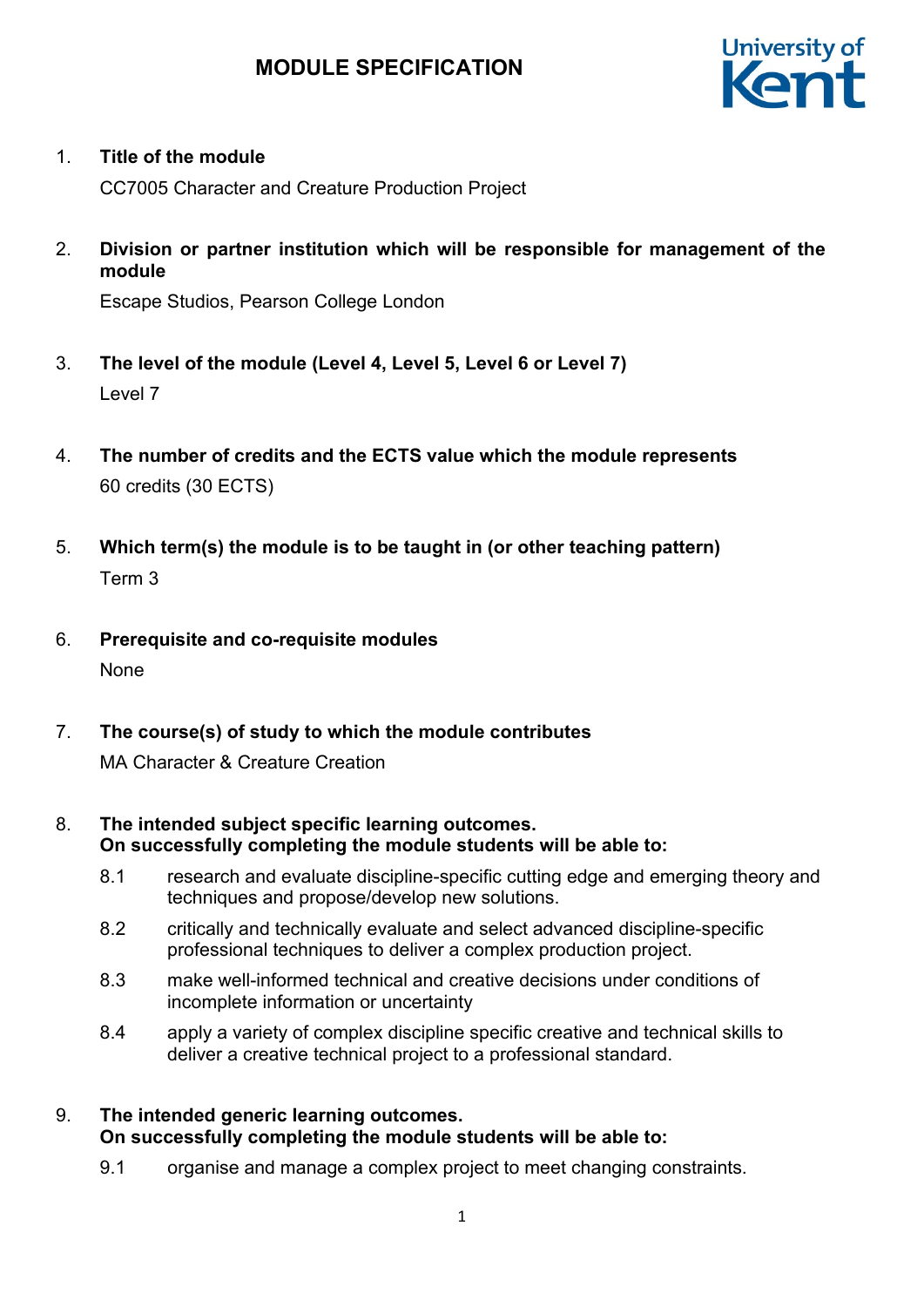# MODULE SPECIFICATION

1. **Title of the module**

   CC7005 Character and Creature Production Project

2. **Division or partner institution which will be responsible for management of the module**

   Escape Studios, Pearson College London

3. **The level of the module (Level 4, Level 5, Level 6 or Level 7)**

   Level 7

4. **The number of credits and the ECTS value which the module represents**

   60 credits (30 ECTS)

5. **Which term(s) the module is to be taught in (or other teaching pattern)**

   Term 3

6. **Prerequisite and co-requisite modules**

   None

7. **The course(s) of study to which the module contributes**

   MA Character & Creature Creation

8. **The intended subject specific learning outcomes.**
   **On successfully completing the module students will be able to:**

   8.1 research and evaluate discipline-specific cutting edge and emerging theory and techniques and propose/develop new solutions.

   8.2 critically and technically evaluate and select advanced discipline-specific professional techniques to deliver a complex production project.

   8.3 make well-informed technical and creative decisions under conditions of incomplete information or uncertainty

   8.4 apply a variety of complex discipline specific creative and technical skills to deliver a creative technical project to a professional standard.

9. **The intended generic learning outcomes.**
   **On successfully completing the module students will be able to:**

   9.1 organise and manage a complex project to meet changing constraints.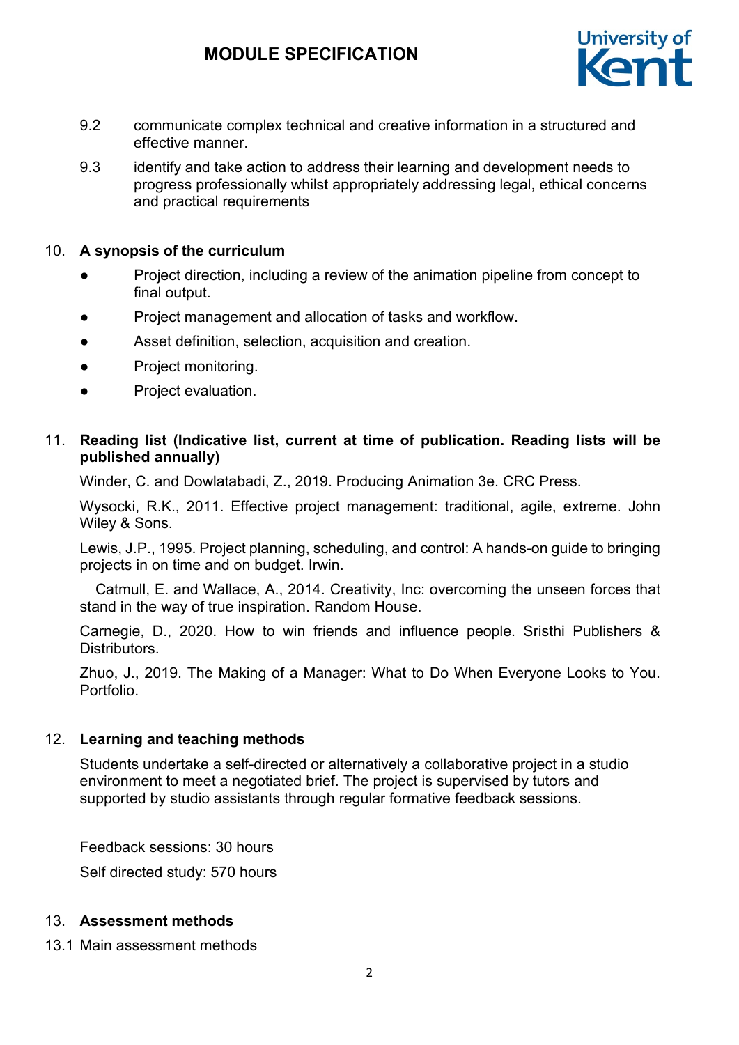9.2 communicate complex technical and creative information in a structured and effective manner.

9.3 identify and take action to address their learning and development needs to progress professionally whilst appropriately addressing legal, ethical concerns and practical requirements

## 10. A synopsis of the curriculum

- Project direction, including a review of the animation pipeline from concept to final output.
- Project management and allocation of tasks and workflow.
- Asset definition, selection, acquisition and creation.
- Project monitoring.
- Project evaluation.

## 11. Reading list (Indicative list, current at time of publication. Reading lists will be published annually)

Winder, C. and Dowlatabadi, Z., 2019. Producing Animation 3e. CRC Press.

Wysocki, R.K., 2011. Effective project management: traditional, agile, extreme. John Wiley & Sons.

Lewis, J.P., 1995. Project planning, scheduling, and control: A hands-on guide to bringing projects in on time and on budget. Irwin.

Catmull, E. and Wallace, A., 2014. Creativity, Inc: overcoming the unseen forces that stand in the way of true inspiration. Random House.

Carnegie, D., 2020. How to win friends and influence people. Sristhi Publishers & Distributors.

Zhuo, J., 2019. The Making of a Manager: What to Do When Everyone Looks to You. Portfolio.

## 12. Learning and teaching methods

Students undertake a self-directed or alternatively a collaborative project in a studio environment to meet a negotiated brief. The project is supervised by tutors and supported by studio assistants through regular formative feedback sessions.

Feedback sessions: 30 hours

Self directed study: 570 hours

## 13. Assessment methods

13.1 Main assessment methods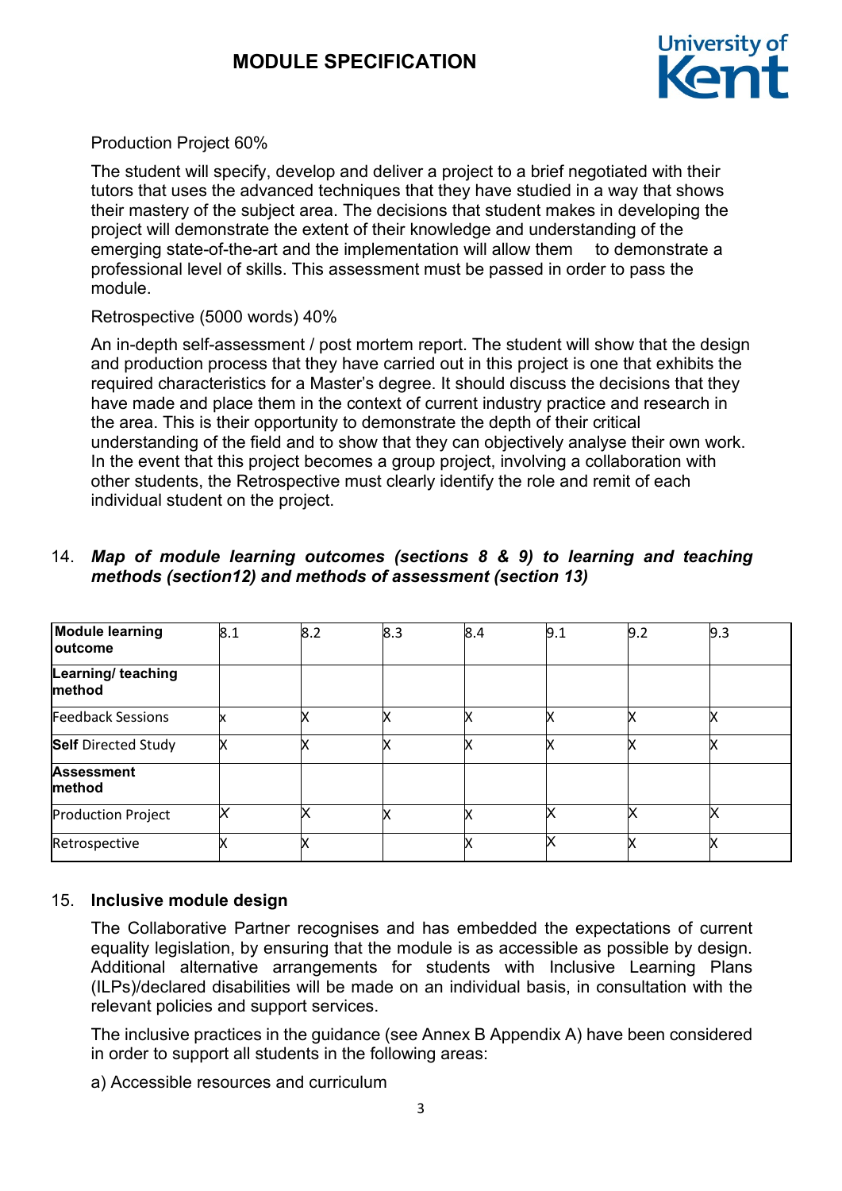Production Project 60%

The student will specify, develop and deliver a project to a brief negotiated with their tutors that uses the advanced techniques that they have studied in a way that shows their mastery of the subject area. The decisions that student makes in developing the project will demonstrate the extent of their knowledge and understanding of the emerging state-of-the-art and the implementation will allow them to demonstrate a professional level of skills. This assessment must be passed in order to pass the module.

Retrospective (5000 words) 40%

An in-depth self-assessment / post mortem report. The student will show that the design and production process that they have carried out in this project is one that exhibits the required characteristics for a Master's degree. It should discuss the decisions that they have made and place them in the context of current industry practice and research in the area. This is their opportunity to demonstrate the depth of their critical understanding of the field and to show that they can objectively analyse their own work. In the event that this project becomes a group project, involving a collaboration with other students, the Retrospective must clearly identify the role and remit of each individual student on the project.

14. ***Map of module learning outcomes (sections 8 & 9) to learning and teaching methods (section12) and methods of assessment (section 13)***

| **Module learning outcome** | 8.1 | 8.2 | 8.3 | 8.4 | 9.1 | 9.2 | 9.3 |
|---|---|---|---|---|---|---|---|
| **Learning/ teaching method** | | | | | | | |
| Feedback Sessions | x | X | X | X | X | X | X |
| **Self** Directed Study | X | X | X | X | X | X | X |
| **Assessment method** | | | | | | | |
| Production Project | X | X | X | X | X | X | X |
| Retrospective | X | X | | X | X | X | X |

15. **Inclusive module design**

The Collaborative Partner recognises and has embedded the expectations of current equality legislation, by ensuring that the module is as accessible as possible by design. Additional alternative arrangements for students with Inclusive Learning Plans (ILPs)/declared disabilities will be made on an individual basis, in consultation with the relevant policies and support services.

The inclusive practices in the guidance (see Annex B Appendix A) have been considered in order to support all students in the following areas:

a) Accessible resources and curriculum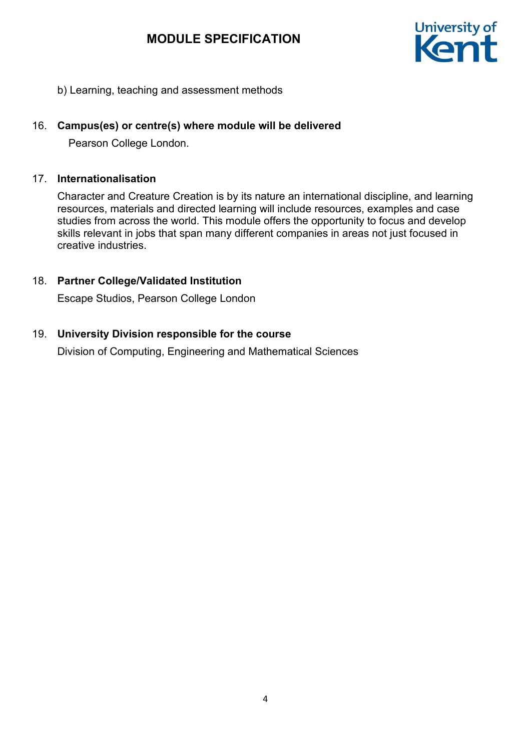b) Learning, teaching and assessment methods

16. **Campus(es) or centre(s) where module will be delivered**

    Pearson College London.

17. **Internationalisation**

    Character and Creature Creation is by its nature an international discipline, and learning resources, materials and directed learning will include resources, examples and case studies from across the world. This module offers the opportunity to focus and develop skills relevant in jobs that span many different companies in areas not just focused in creative industries.

18. **Partner College/Validated Institution**

    Escape Studios, Pearson College London

19. **University Division responsible for the course**

    Division of Computing, Engineering and Mathematical Sciences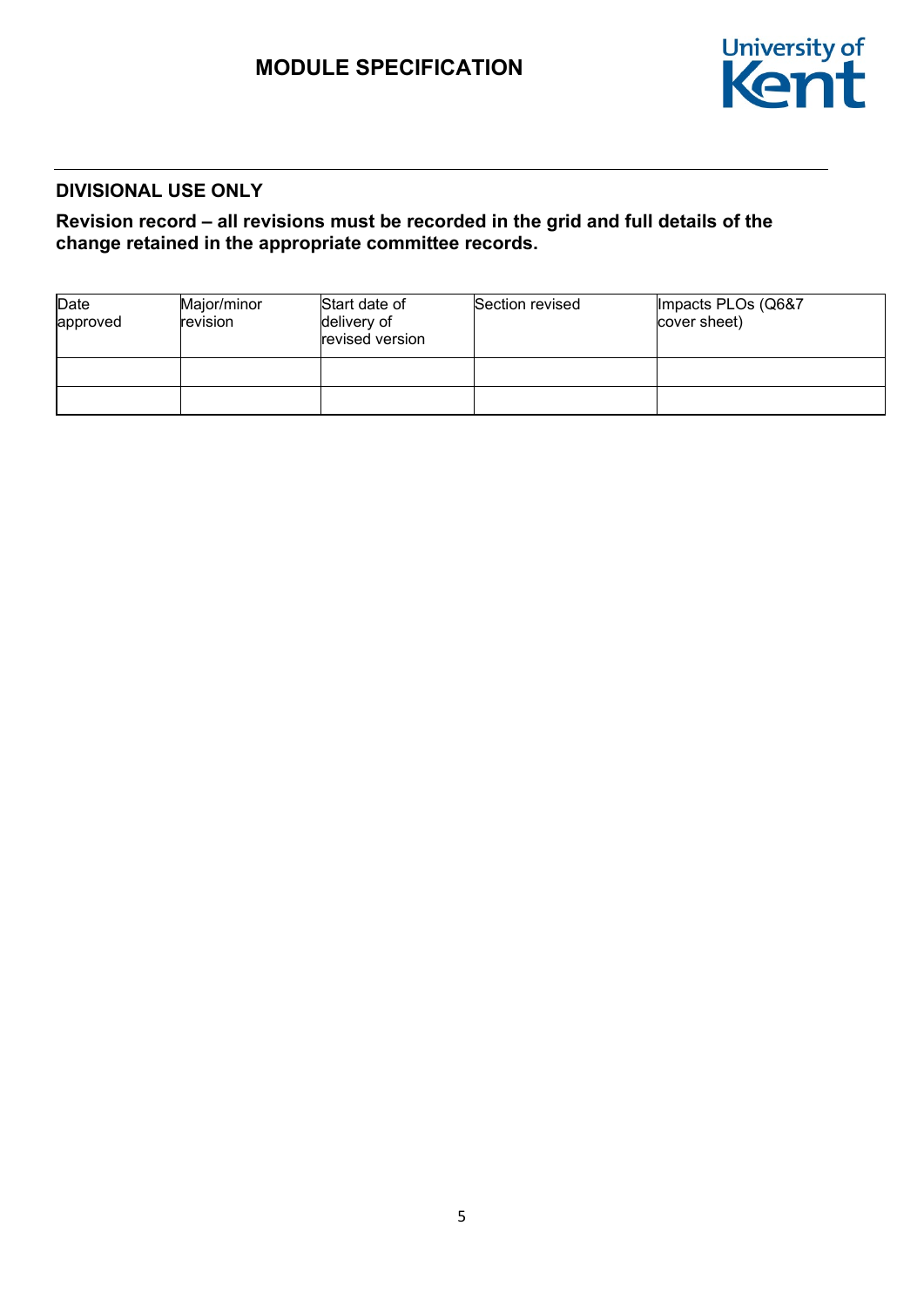## DIVISIONAL USE ONLY

**Revision record – all revisions must be recorded in the grid and full details of the change retained in the appropriate committee records.**

| Date approved | Major/minor revision | Start date of delivery of revised version | Section revised | Impacts PLOs (Q6&7 cover sheet) |
|---|---|---|---|---|
| | | | | |
| | | | | |